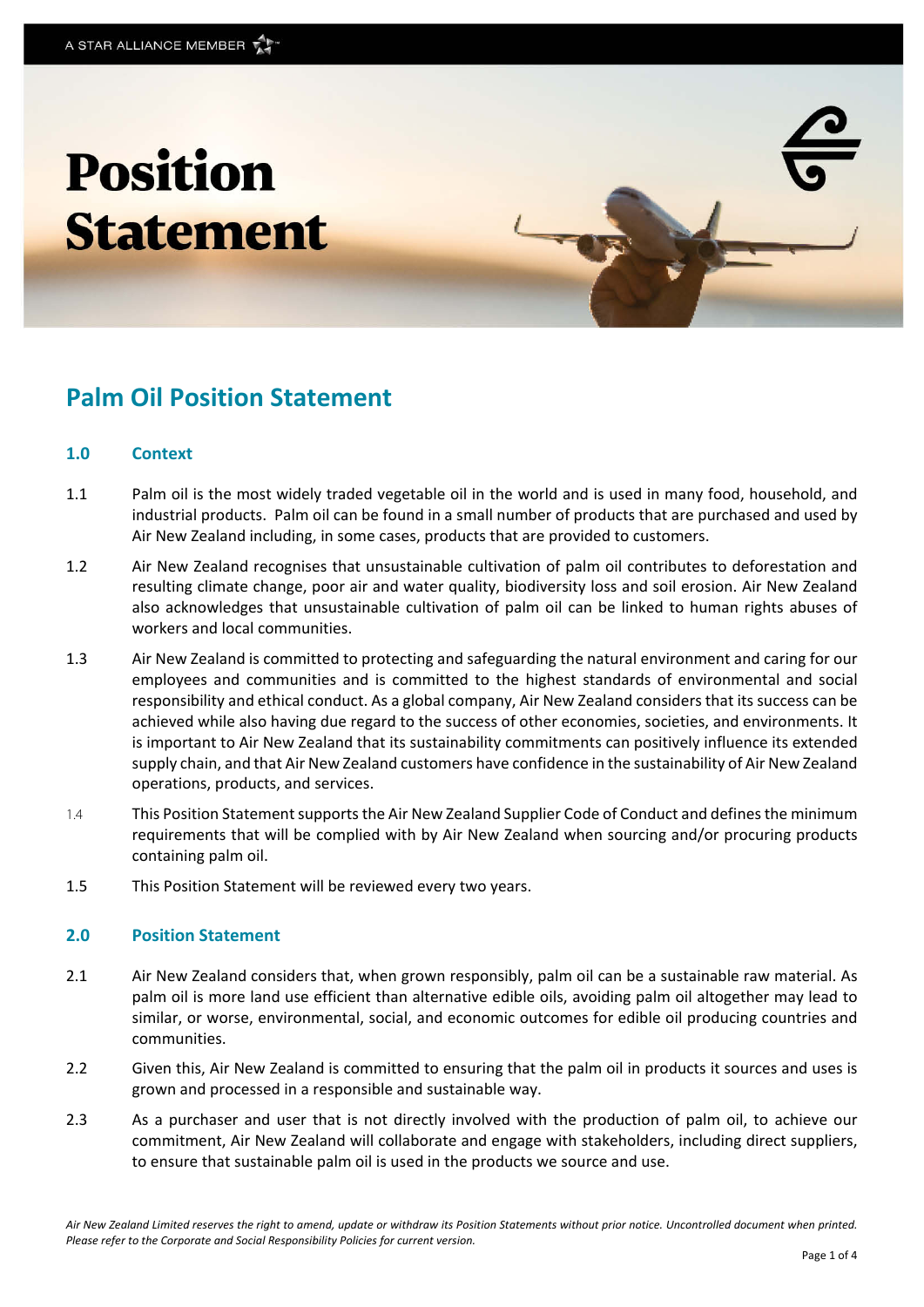# Position Statement

## Palm Oil Position Statement

### 1.0 Context

1.1 Palm oil is the most widely traded vegetable oil in the world and is used in many food, household, and industrial products. Palm oil can be found in a small number of products that are purchased and used by Air New Zealand including, in some cases, products that are provided to customers.

1.2 Air New Zealand recognises that unsustainable cultivation of palm oil contributes to deforestation and resulting climate change, poor air and water quality, biodiversity loss and soil erosion. Air New Zealand also acknowledges that unsustainable cultivation of palm oil can be linked to human rights abuses of workers and local communities.

1.3 Air New Zealand is committed to protecting and safeguarding the natural environment and caring for our employees and communities and is committed to the highest standards of environmental and social responsibility and ethical conduct. As a global company, Air New Zealand considers that its success can be achieved while also having due regard to the success of other economies, societies, and environments. It is important to Air New Zealand that its sustainability commitments can positively influence its extended supply chain, and that Air New Zealand customers have confidence in the sustainability of Air New Zealand operations, products, and services.

1.4 This Position Statement supports the Air New Zealand Supplier Code of Conduct and defines the minimum requirements that will be complied with by Air New Zealand when sourcing and/or procuring products containing palm oil.

1.5 This Position Statement will be reviewed every two years.

### 2.0 Position Statement

2.1 Air New Zealand considers that, when grown responsibly, palm oil can be a sustainable raw material. As palm oil is more land use efficient than alternative edible oils, avoiding palm oil altogether may lead to similar, or worse, environmental, social, and economic outcomes for edible oil producing countries and communities.

2.2 Given this, Air New Zealand is committed to ensuring that the palm oil in products it sources and uses is grown and processed in a responsible and sustainable way.

2.3 As a purchaser and user that is not directly involved with the production of palm oil, to achieve our commitment, Air New Zealand will collaborate and engage with stakeholders, including direct suppliers, to ensure that sustainable palm oil is used in the products we source and use.

*Air New Zealand Limited reserves the right to amend, update or withdraw its Position Statements without prior notice. Uncontrolled document when printed. Please refer to the Corporate and Social Responsibility Policies for current version.*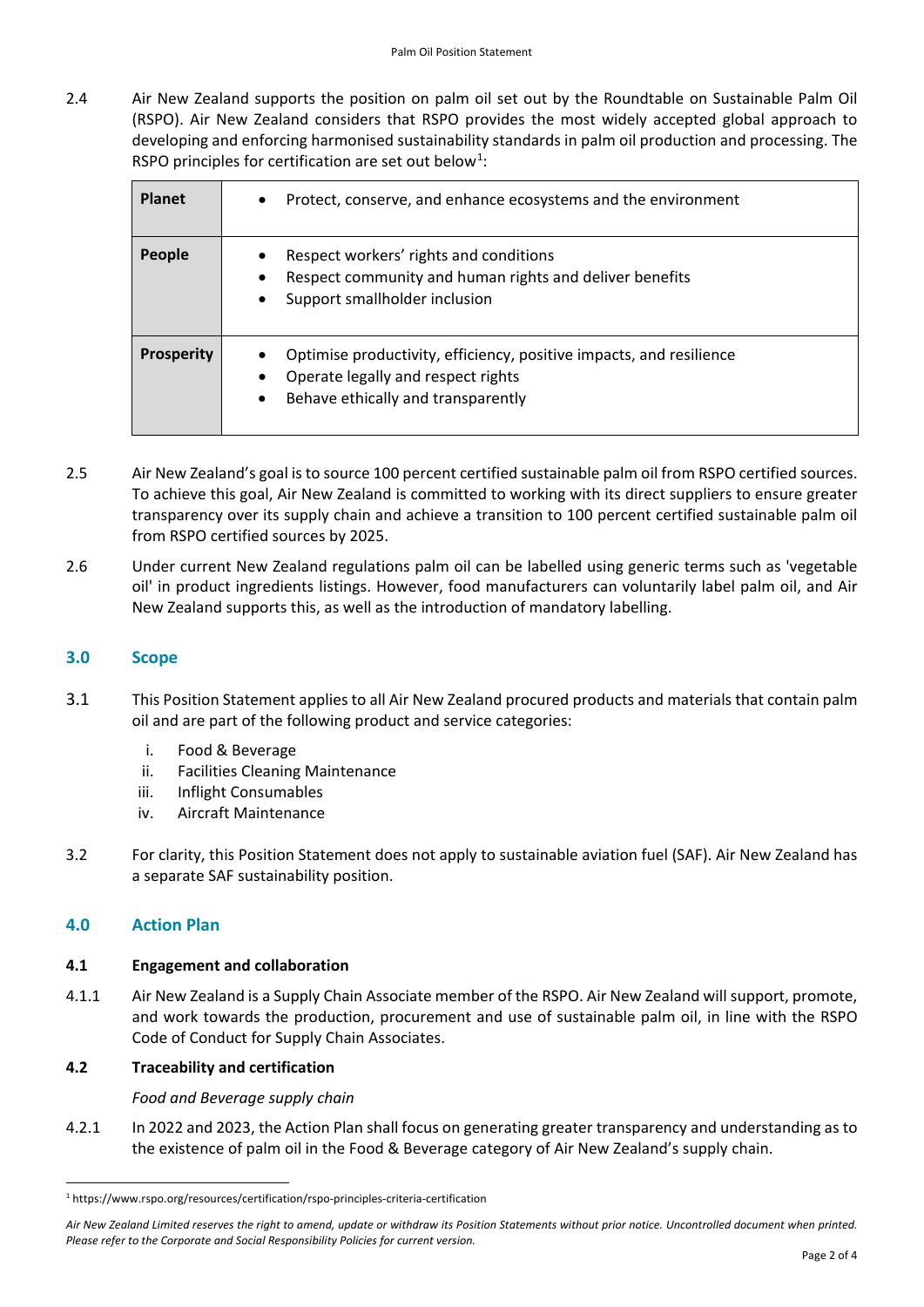2.4 Air New Zealand supports the position on palm oil set out by the Roundtable on Sustainable Palm Oil (RSPO). Air New Zealand considers that RSPO provides the most widely accepted global approach to developing and enforcing harmonised sustainability standards in palm oil production and processing. The RSPO principles for certification are set out below[1]:

| | |
|---|---|
| **Planet** | • Protect, conserve, and enhance ecosystems and the environment |
| **People** | • Respect workers' rights and conditions<br>• Respect community and human rights and deliver benefits<br>• Support smallholder inclusion |
| **Prosperity** | • Optimise productivity, efficiency, positive impacts, and resilience<br>• Operate legally and respect rights<br>• Behave ethically and transparently |

2.5 Air New Zealand's goal is to source 100 percent certified sustainable palm oil from RSPO certified sources. To achieve this goal, Air New Zealand is committed to working with its direct suppliers to ensure greater transparency over its supply chain and achieve a transition to 100 percent certified sustainable palm oil from RSPO certified sources by 2025.

2.6 Under current New Zealand regulations palm oil can be labelled using generic terms such as 'vegetable oil' in product ingredients listings. However, food manufacturers can voluntarily label palm oil, and Air New Zealand supports this, as well as the introduction of mandatory labelling.

## 3.0 Scope

3.1 This Position Statement applies to all Air New Zealand procured products and materials that contain palm oil and are part of the following product and service categories:

i. Food & Beverage
ii. Facilities Cleaning Maintenance
iii. Inflight Consumables
iv. Aircraft Maintenance

3.2 For clarity, this Position Statement does not apply to sustainable aviation fuel (SAF). Air New Zealand has a separate SAF sustainability position.

## 4.0 Action Plan

### 4.1 Engagement and collaboration

4.1.1 Air New Zealand is a Supply Chain Associate member of the RSPO. Air New Zealand will support, promote, and work towards the production, procurement and use of sustainable palm oil, in line with the RSPO Code of Conduct for Supply Chain Associates.

### 4.2 Traceability and certification

*Food and Beverage supply chain*

4.2.1 In 2022 and 2023, the Action Plan shall focus on generating greater transparency and understanding as to the existence of palm oil in the Food & Beverage category of Air New Zealand's supply chain.

[1] https://www.rspo.org/resources/certification/rspo-principles-criteria-certification

*Air New Zealand Limited reserves the right to amend, update or withdraw its Position Statements without prior notice. Uncontrolled document when printed. Please refer to the Corporate and Social Responsibility Policies for current version.*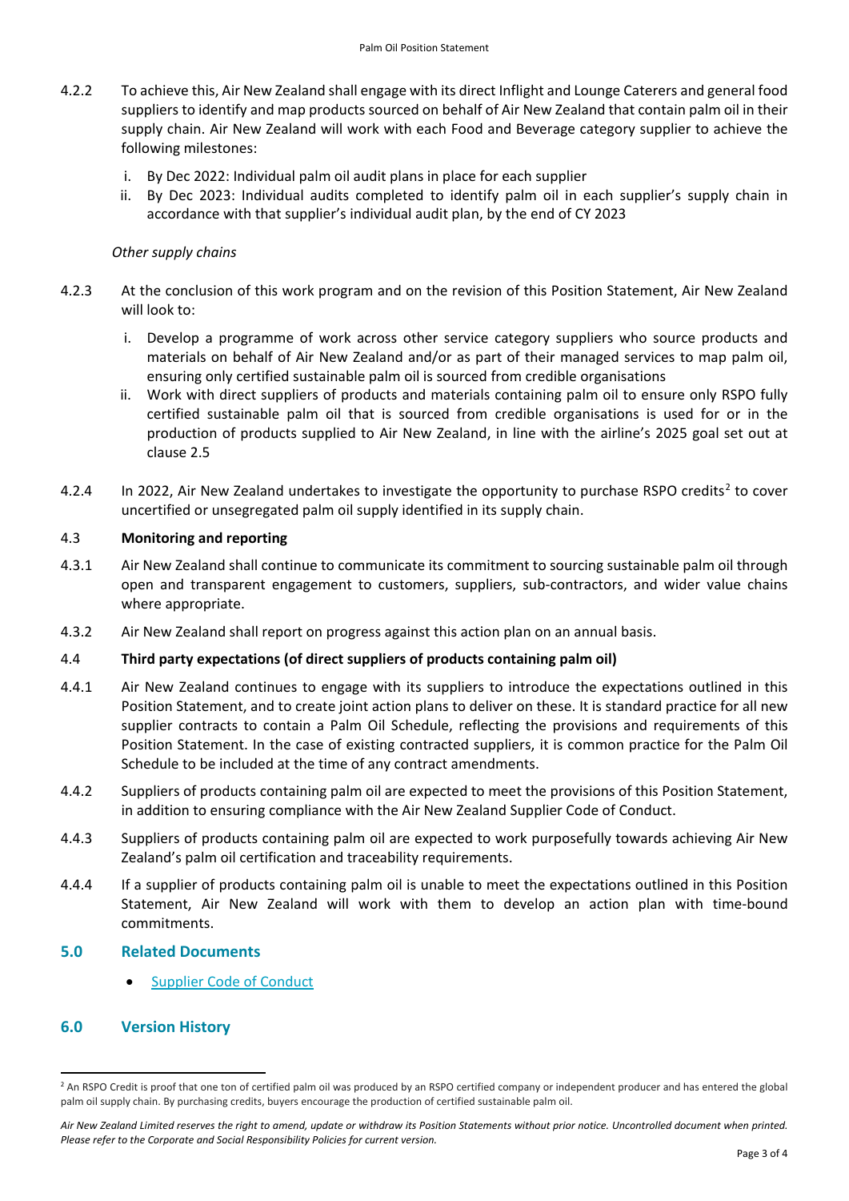4.2.2 To achieve this, Air New Zealand shall engage with its direct Inflight and Lounge Caterers and general food suppliers to identify and map products sourced on behalf of Air New Zealand that contain palm oil in their supply chain. Air New Zealand will work with each Food and Beverage category supplier to achieve the following milestones:

i. By Dec 2022: Individual palm oil audit plans in place for each supplier
ii. By Dec 2023: Individual audits completed to identify palm oil in each supplier's supply chain in accordance with that supplier's individual audit plan, by the end of CY 2023

*Other supply chains*

4.2.3 At the conclusion of this work program and on the revision of this Position Statement, Air New Zealand will look to:

i. Develop a programme of work across other service category suppliers who source products and materials on behalf of Air New Zealand and/or as part of their managed services to map palm oil, ensuring only certified sustainable palm oil is sourced from credible organisations
ii. Work with direct suppliers of products and materials containing palm oil to ensure only RSPO fully certified sustainable palm oil that is sourced from credible organisations is used for or in the production of products supplied to Air New Zealand, in line with the airline's 2025 goal set out at clause 2.5

4.2.4 In 2022, Air New Zealand undertakes to investigate the opportunity to purchase RSPO credits[2] to cover uncertified or unsegregated palm oil supply identified in its supply chain.

4.3 **Monitoring and reporting**

4.3.1 Air New Zealand shall continue to communicate its commitment to sourcing sustainable palm oil through open and transparent engagement to customers, suppliers, sub-contractors, and wider value chains where appropriate.

4.3.2 Air New Zealand shall report on progress against this action plan on an annual basis.

4.4 **Third party expectations (of direct suppliers of products containing palm oil)**

4.4.1 Air New Zealand continues to engage with its suppliers to introduce the expectations outlined in this Position Statement, and to create joint action plans to deliver on these. It is standard practice for all new supplier contracts to contain a Palm Oil Schedule, reflecting the provisions and requirements of this Position Statement. In the case of existing contracted suppliers, it is common practice for the Palm Oil Schedule to be included at the time of any contract amendments.

4.4.2 Suppliers of products containing palm oil are expected to meet the provisions of this Position Statement, in addition to ensuring compliance with the Air New Zealand Supplier Code of Conduct.

4.4.3 Suppliers of products containing palm oil are expected to work purposefully towards achieving Air New Zealand's palm oil certification and traceability requirements.

4.4.4 If a supplier of products containing palm oil is unable to meet the expectations outlined in this Position Statement, Air New Zealand will work with them to develop an action plan with time-bound commitments.

## 5.0 Related Documents

- Supplier Code of Conduct

## 6.0 Version History

[2] An RSPO Credit is proof that one ton of certified palm oil was produced by an RSPO certified company or independent producer and has entered the global palm oil supply chain. By purchasing credits, buyers encourage the production of certified sustainable palm oil.

*Air New Zealand Limited reserves the right to amend, update or withdraw its Position Statements without prior notice. Uncontrolled document when printed. Please refer to the Corporate and Social Responsibility Policies for current version.*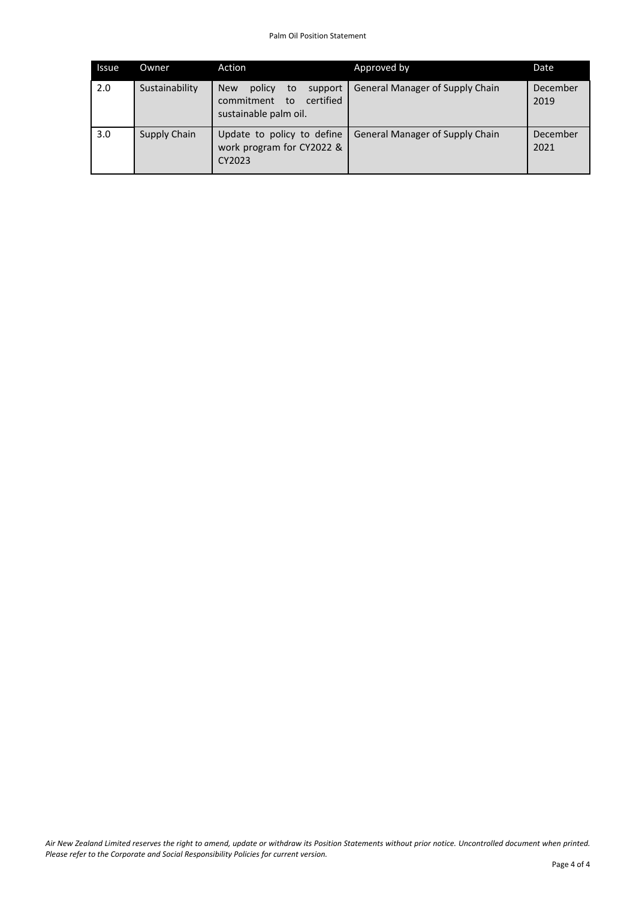| Issue | Owner | Action | Approved by | Date |
|---|---|---|---|---|
| 2.0 | Sustainability | New policy to support commitment to certified sustainable palm oil. | General Manager of Supply Chain | December 2019 |
| 3.0 | Supply Chain | Update to policy to define work program for CY2022 & CY2023 | General Manager of Supply Chain | December 2021 |

*Air New Zealand Limited reserves the right to amend, update or withdraw its Position Statements without prior notice. Uncontrolled document when printed. Please refer to the Corporate and Social Responsibility Policies for current version.*